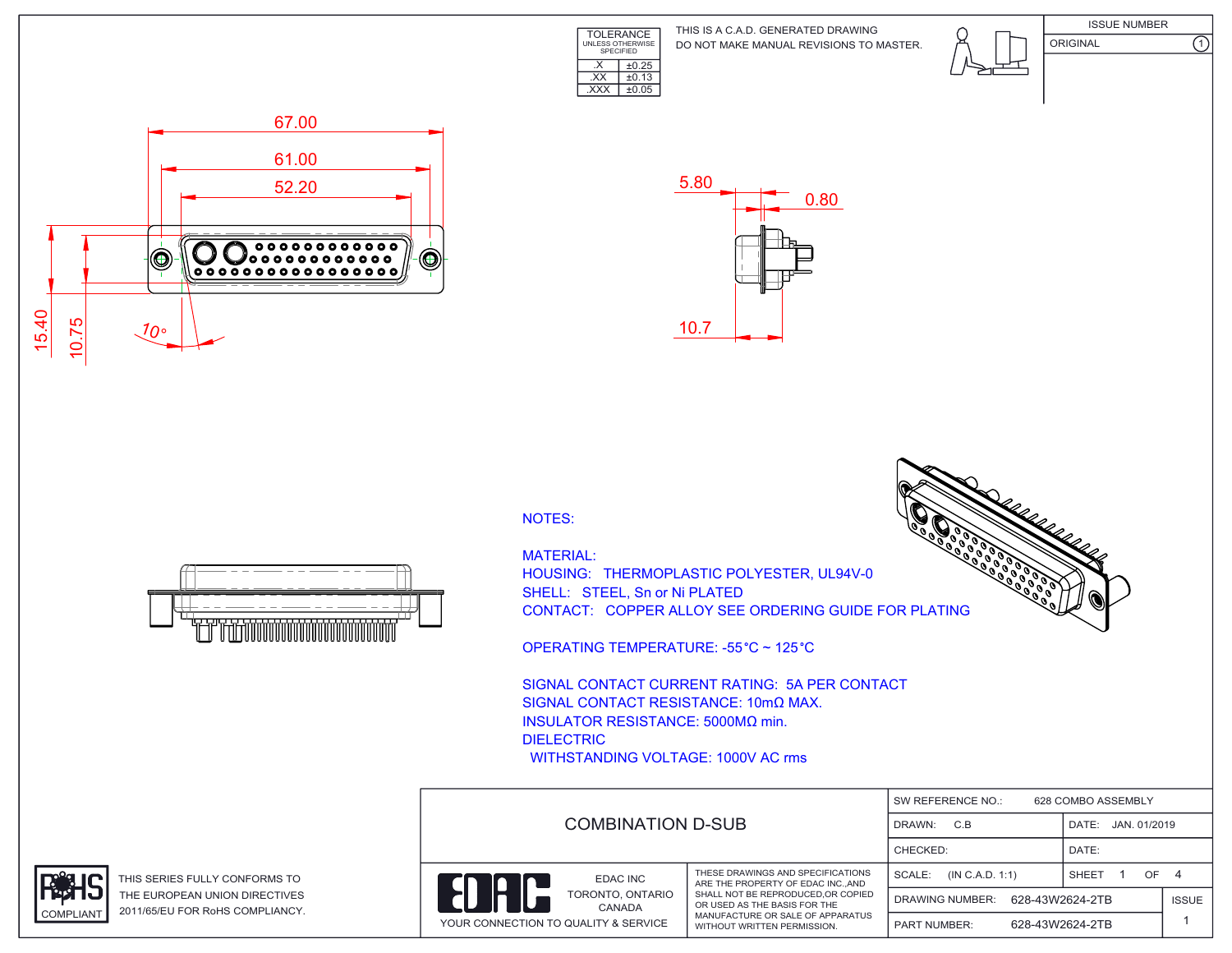| TOLERANCE UNLESS OTHERWISE SPECIFIED | |
|---|---|
| .X | ±0.25 |
| .XX | ±0.13 |
| .XXX | ±0.05 |

THIS IS A C.A.D. GENERATED DRAWING
DO NOT MAKE MANUAL REVISIONS TO MASTER.

| ISSUE NUMBER | |
|---|---|
| ORIGINAL | 1 |

67.00
61.00
52.20
15.40
10.75
10°
5.80
0.80
10.7

NOTES:

MATERIAL:
HOUSING: THERMOPLASTIC POLYESTER, UL94V-0
SHELL: STEEL, Sn or Ni PLATED
CONTACT: COPPER ALLOY SEE ORDERING GUIDE FOR PLATING

OPERATING TEMPERATURE: -55°C ~ 125°C

SIGNAL CONTACT CURRENT RATING: 5A PER CONTACT
SIGNAL CONTACT RESISTANCE: 10mΩ MAX.
INSULATOR RESISTANCE: 5000MΩ min.
DIELECTRIC
WITHSTANDING VOLTAGE: 1000V AC rms

RoHS COMPLIANT

THIS SERIES FULLY CONFORMS TO THE EUROPEAN UNION DIRECTIVES 2011/65/EU FOR RoHS COMPLIANCY.

COMBINATION D-SUB

EDAC

EDAC INC
TORONTO, ONTARIO
CANADA

YOUR CONNECTION TO QUALITY & SERVICE

THESE DRAWINGS AND SPECIFICATIONS ARE THE PROPERTY OF EDAC INC.,AND SHALL NOT BE REPRODUCED,OR COPIED OR USED AS THE BASIS FOR THE MANUFACTURE OR SALE OF APPARATUS WITHOUT WRITTEN PERMISSION.

| SW REFERENCE NO.: 628 COMBO ASSEMBLY | | |
|---|---|---|
| DRAWN: C.B | DATE: JAN. 01/2019 | |
| CHECKED: | DATE: | |
| SCALE: (IN C.A.D. 1:1) | SHEET 1 OF 4 | |
| DRAWING NUMBER: 628-43W2624-2TB | | ISSUE |
| PART NUMBER: 628-43W2624-2TB | | 1 |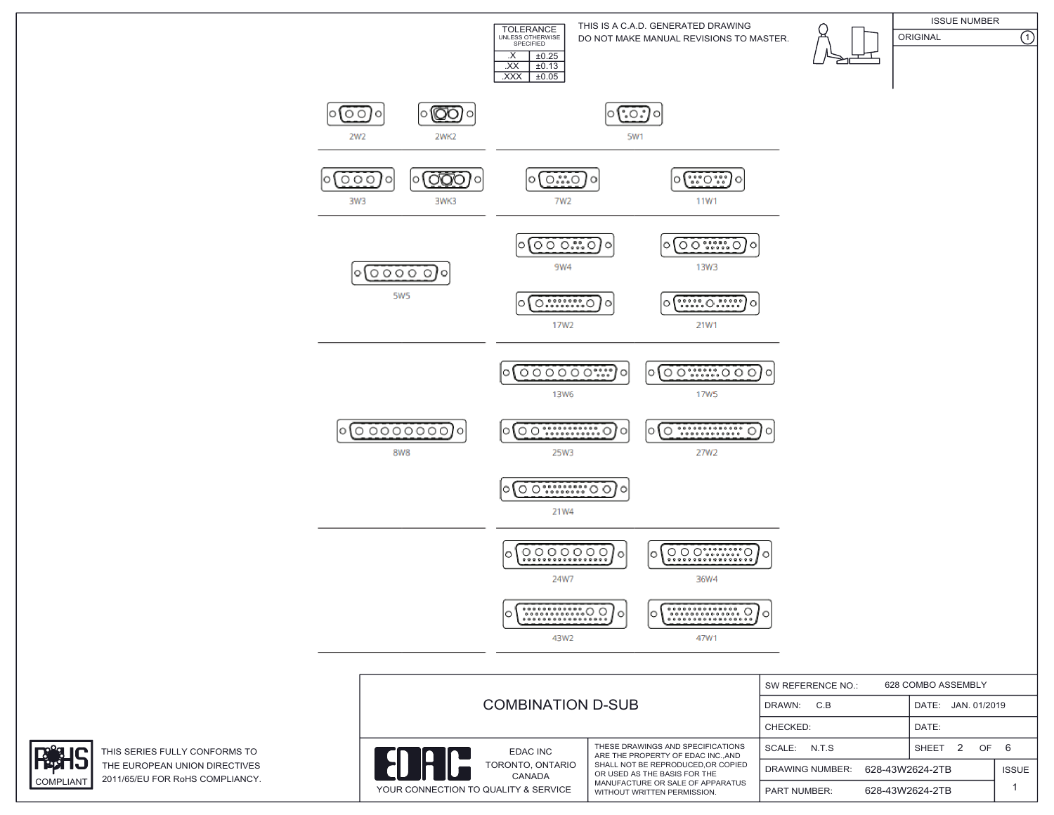| TOLERANCE UNLESS OTHERWISE SPECIFIED | |
|---|---|
| .X | ±0.25 |
| .XX | ±0.13 |
| .XXX | ±0.05 |

THIS IS A C.A.D. GENERATED DRAWING
DO NOT MAKE MANUAL REVISIONS TO MASTER.

| ISSUE NUMBER | |
|---|---|
| ORIGINAL | 1 |

2W2 2WK2 5W1

3W3 3WK3 7W2 11W1

5W5 9W4 13W3 17W2 21W1

8W8 13W6 17W5 25W3 27W2 21W4

24W7 36W4 43W2 47W1

# COMBINATION D-SUB

| | | | |
|---|---|---|---|
| SW REFERENCE NO.: | 628 COMBO ASSEMBLY | | |
| DRAWN: C.B | | DATE: JAN. 01/2019 | |
| CHECKED: | | DATE: | |
| SCALE: N.T.S | | SHEET 2 OF 6 | |
| DRAWING NUMBER: | 628-43W2624-2TB | | ISSUE |
| PART NUMBER: | 628-43W2624-2TB | | 1 |

EDAC INC
TORONTO, ONTARIO
CANADA
YOUR CONNECTION TO QUALITY & SERVICE

THESE DRAWINGS AND SPECIFICATIONS ARE THE PROPERTY OF EDAC INC.,AND SHALL NOT BE REPRODUCED,OR COPIED OR USED AS THE BASIS FOR THE MANUFACTURE OR SALE OF APPARATUS WITHOUT WRITTEN PERMISSION.

RoHS COMPLIANT

THIS SERIES FULLY CONFORMS TO THE EUROPEAN UNION DIRECTIVES 2011/65/EU FOR RoHS COMPLIANCY.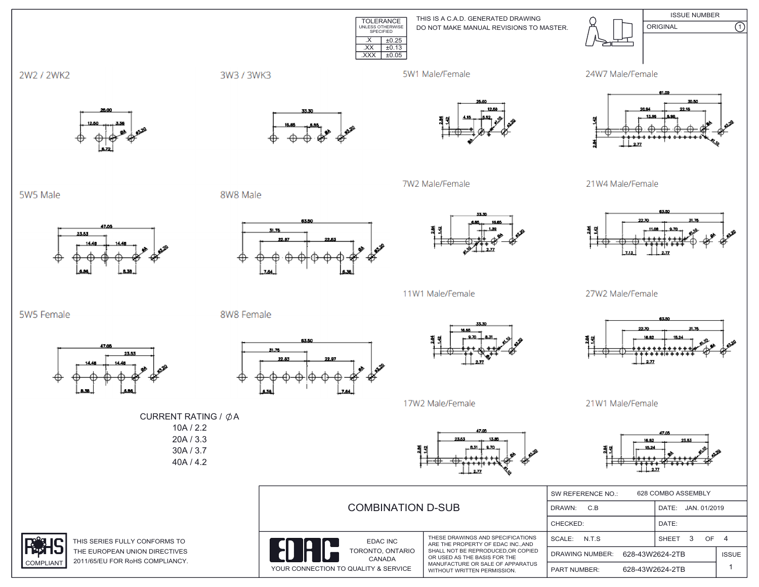| TOLERANCE UNLESS OTHERWISE SPECIFIED | |
|---|---|
| .X | ±0.25 |
| .XX | ±0.13 |
| .XXX | ±0.05 |

THIS IS A C.A.D. GENERATED DRAWING
DO NOT MAKE MANUAL REVISIONS TO MASTER.

| ISSUE NUMBER | |
|---|---|
| ORIGINAL | 1 |

## 2W2 / 2WK2

26.00, 12.50, 3.38, 6.72, ØA, Ø3.20

## 3W3 / 3WK3

33.30, 16.65, 6.88, ØA, Ø3.20

## 5W1 Male/Female

25.00, 12.50, 4.15, 6.52, 2.84, 1.42, Ø1.10, Ø3.20, ØA

## 24W7 Male/Female

61.09, 30.50, 26.94, 22.16, 13.96, 6.98, 1.42, 2.84, 2.77, ØA, Ø3.20, Ø1.10

## 5W5 Male

47.05, 23.53, 14.48, 14.48, 6.86, 8.38, ØA, Ø3.20

## 8W8 Male

63.50, 31.75, 22.97, 22.83, 7.64, 6.36, ØA, Ø3.20

## 7W2 Male/Female

33.30, 6.86, 16.65, 1.39, 2.84, 1.42, 2.77, Ø1.10, ØA, Ø3.20

## 21W4 Male/Female

63.50, 22.70, 31.75, 11.06, 9.70, 2.84, 1.42, 7.13, 2.77, Ø1.10, ØA, Ø3.20

## 5W5 Female

47.05, 23.53, 14.48, 14.48, 8.38, 6.86, ØA, Ø3.20

## 8W8 Female

63.50, 31.75, 22.83, 22.97, 6.36, 7.64, ØA, Ø3.20

## 11W1 Male/Female

33.30, 16.65, 9.70, 8.31, 2.84, 1.42, 2.77, Ø1.10, Ø3.20

## 27W2 Male/Female

63.50, 22.70, 31.75, 16.62, 15.24, 2.84, 1.42, 2.77, Ø1.10, ØA, Ø3.20

## 17W2 Male/Female

47.05, 23.53, 13.85, 8.31, 9.70, 2.84, 1.42, 2.77, ØA, Ø3.20, Ø1.10

## 21W1 Male/Female

47.05, 16.62, 23.53, 15.24, 2.84, 1.42, 2.77, ØA, Ø1.10, Ø3.20

CURRENT RATING / ∅A
10A / 2.2
20A / 3.3
30A / 3.7
40A / 4.2

RoHS COMPLIANT

THIS SERIES FULLY CONFORMS TO THE EUROPEAN UNION DIRECTIVES 2011/65/EU FOR RoHS COMPLIANCY.

COMBINATION D-SUB

EDAC

EDAC INC
TORONTO, ONTARIO
CANADA

YOUR CONNECTION TO QUALITY & SERVICE

THESE DRAWINGS AND SPECIFICATIONS ARE THE PROPERTY OF EDAC INC.,AND SHALL NOT BE REPRODUCED,OR COPIED OR USED AS THE BASIS FOR THE MANUFACTURE OR SALE OF APPARATUS WITHOUT WRITTEN PERMISSION.

| SW REFERENCE NO.: | 628 COMBO ASSEMBLY | |
|---|---|---|
| DRAWN: C.B | DATE: JAN. 01/2019 | |
| CHECKED: | DATE: | |
| SCALE: N.T.S | SHEET 3 OF 4 | |
| DRAWING NUMBER: | 628-43W2624-2TB | ISSUE |
| PART NUMBER: | 628-43W2624-2TB | 1 |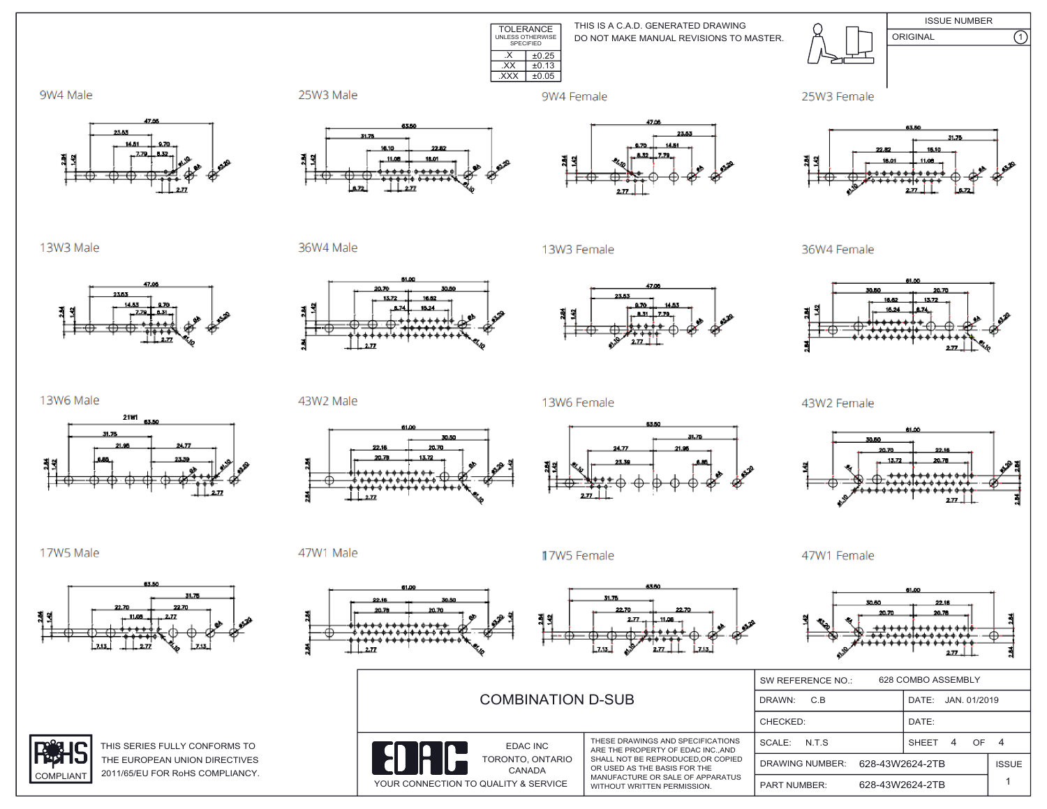| TOLERANCE UNLESS OTHERWISE SPECIFIED | |
|---|---|
| .X | ±0.25 |
| .XX | ±0.13 |
| .XXX | ±0.05 |

THIS IS A C.A.D. GENERATED DRAWING
DO NOT MAKE MANUAL REVISIONS TO MASTER.

| ISSUE NUMBER | |
|---|---|
| ORIGINAL | 1 |

9W4 Male

25W3 Male

9W4 Female

25W3 Female

13W3 Male

36W4 Male

13W3 Female

36W4 Female

13W6 Male

43W2 Male

13W6 Female

43W2 Female

17W5 Male

47W1 Male

17W5 Female

47W1 Female

COMBINATION D-SUB

EDAC INC
TORONTO, ONTARIO
CANADA
YOUR CONNECTION TO QUALITY & SERVICE

THESE DRAWINGS AND SPECIFICATIONS ARE THE PROPERTY OF EDAC INC.,AND SHALL NOT BE REPRODUCED,OR COPIED OR USED AS THE BASIS FOR THE MANUFACTURE OR SALE OF APPARATUS WITHOUT WRITTEN PERMISSION.

| | | | |
|---|---|---|---|
| SW REFERENCE NO.: | 628 COMBO ASSEMBLY | | |
| DRAWN: C.B | | DATE: JAN. 01/2019 | |
| CHECKED: | | DATE: | |
| SCALE: N.T.S | | SHEET 4 OF 4 | |
| DRAWING NUMBER: | 628-43W2624-2TB | | ISSUE |
| PART NUMBER: | 628-43W2624-2TB | | 1 |

RoHS COMPLIANT

THIS SERIES FULLY CONFORMS TO THE EUROPEAN UNION DIRECTIVES 2011/65/EU FOR RoHS COMPLIANCY.